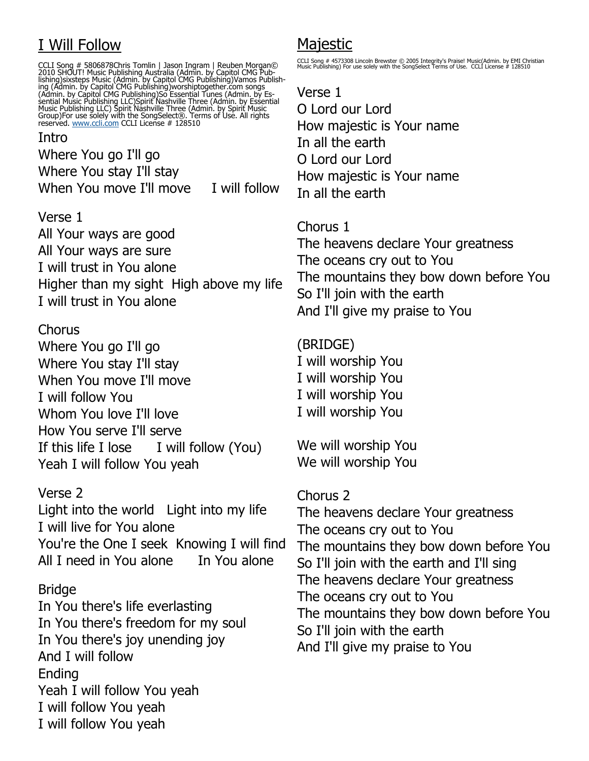# I Will Follow

CCLI Song # 5806878Chris Tomlin | Jason Ingram | Reuben Morgan© 2010 SHOUT! Music Publishing Australia (Admin. by Capitol CMG Publishing)sixsteps Music (Admin. by Capitol CMG Publishing)Vamos Publishing (Admin. by Capitol CMG Publishing)worshiptogether.com songs (Admin. by Capitol CMG Publishing)So Essential Tunes (Admin. by Essential Music Publishing LLC)Spirit Nashville Three (Admin. by Essential Music Publishing LLC) Spirit Nashville Three (Admin. by Spirit Music Group)For use solely with the SongSelect®. Terms of Use. All rights reserved. www.ccli.com CCLI License # 128510

Intro
Where You go I'll go
Where You stay I'll stay
When You move I'll move     I will follow

Verse 1
All Your ways are good
All Your ways are sure
I will trust in You alone
Higher than my sight  High above my life
I will trust in You alone

Chorus
Where You go I'll go
Where You stay I'll stay
When You move I'll move
I will follow You
Whom You love I'll love
How You serve I'll serve
If this life I lose     I will follow (You)
Yeah I will follow You yeah

Verse 2
Light into the world   Light into my life
I will live for You alone
You're the One I seek  Knowing I will find
All I need in You alone     In You alone

Bridge
In You there's life everlasting
In You there's freedom for my soul
In You there's joy unending joy
And I will follow

Ending
Yeah I will follow You yeah
I will follow You yeah
I will follow You yeah

# Majestic

CCLI Song # 4573308 Lincoln Brewster © 2005 Integrity's Praise! Music(Admin. by EMI Christian Music Publishing) For use solely with the SongSelect Terms of Use. CCLI License # 128510

Verse 1
O Lord our Lord
How majestic is Your name
In all the earth
O Lord our Lord
How majestic is Your name
In all the earth

Chorus 1
The heavens declare Your greatness
The oceans cry out to You
The mountains they bow down before You
So I'll join with the earth
And I'll give my praise to You

(BRIDGE)
I will worship You
I will worship You
I will worship You
I will worship You

We will worship You
We will worship You

Chorus 2
The heavens declare Your greatness
The oceans cry out to You
The mountains they bow down before You
So I'll join with the earth and I'll sing
The heavens declare Your greatness
The oceans cry out to You
The mountains they bow down before You
So I'll join with the earth
And I'll give my praise to You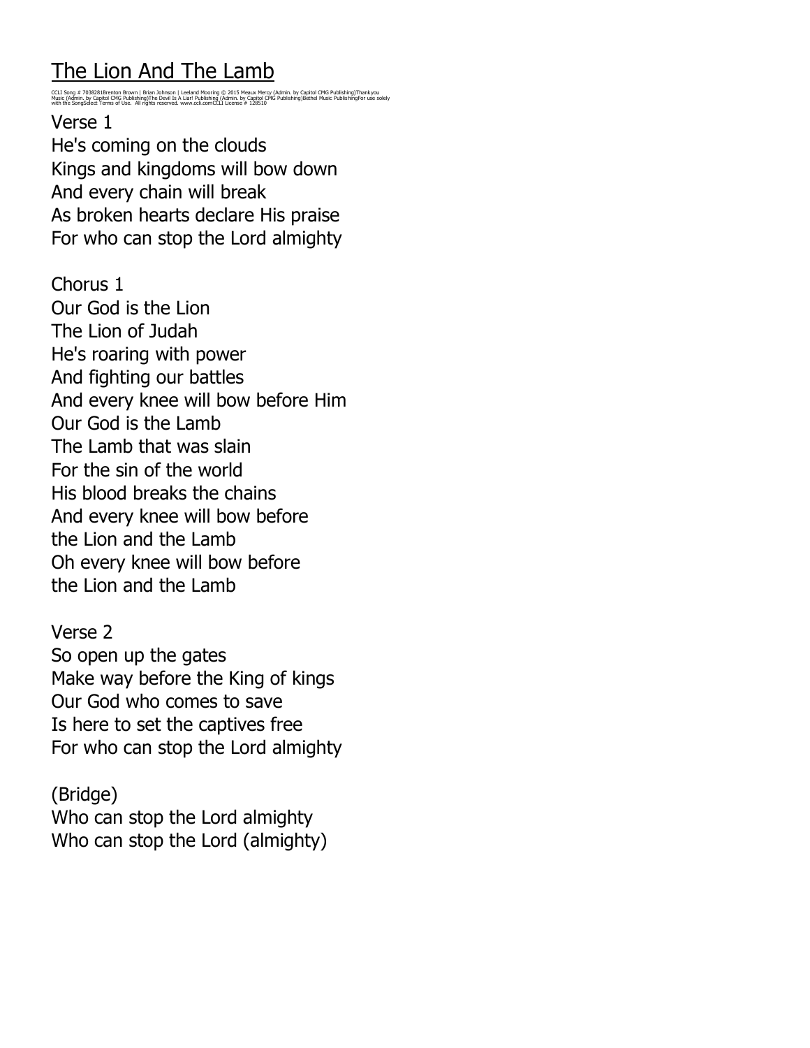# The Lion And The Lamb

CCLI Song # 7038281Brenton Brown | Brian Johnson | Leeland Mooring © 2015 Meaux Mercy (Admin. by Capitol CMG Publishing)Thankyou Music (Admin. by Capitol CMG Publishing)The Devil Is A Liar! Publishing (Admin. by Capitol CMG Publishing)Bethel Music PublishingFor use solely with the SongSelect Terms of Use. All rights reserved. www.ccli.comCCLI License # 128510

Verse 1
He's coming on the clouds
Kings and kingdoms will bow down
And every chain will break
As broken hearts declare His praise
For who can stop the Lord almighty

Chorus 1
Our God is the Lion
The Lion of Judah
He's roaring with power
And fighting our battles
And every knee will bow before Him
Our God is the Lamb
The Lamb that was slain
For the sin of the world
His blood breaks the chains
And every knee will bow before
the Lion and the Lamb
Oh every knee will bow before
the Lion and the Lamb

Verse 2
So open up the gates
Make way before the King of kings
Our God who comes to save
Is here to set the captives free
For who can stop the Lord almighty

(Bridge)
Who can stop the Lord almighty
Who can stop the Lord (almighty)